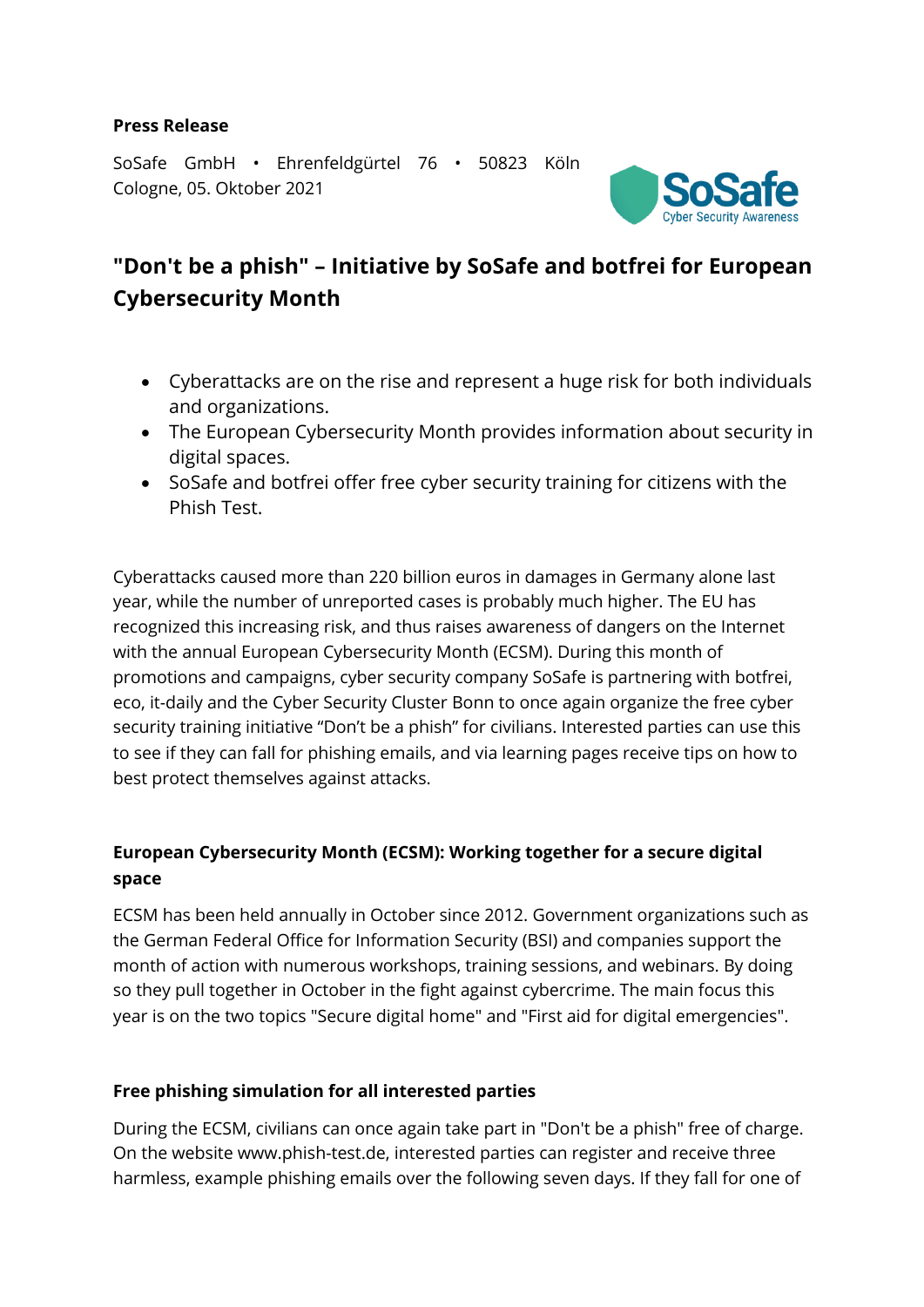**Press Release**

SoSafe GmbH • Ehrenfeldgürtel 76 • 50823 Köln
Cologne, 05. Oktober 2021

# "Don't be a phish" – Initiative by SoSafe and botfrei for European Cybersecurity Month

- Cyberattacks are on the rise and represent a huge risk for both individuals and organizations.
- The European Cybersecurity Month provides information about security in digital spaces.
- SoSafe and botfrei offer free cyber security training for citizens with the Phish Test.

Cyberattacks caused more than 220 billion euros in damages in Germany alone last year, while the number of unreported cases is probably much higher. The EU has recognized this increasing risk, and thus raises awareness of dangers on the Internet with the annual European Cybersecurity Month (ECSM). During this month of promotions and campaigns, cyber security company SoSafe is partnering with botfrei, eco, it-daily and the Cyber Security Cluster Bonn to once again organize the free cyber security training initiative "Don't be a phish" for civilians. Interested parties can use this to see if they can fall for phishing emails, and via learning pages receive tips on how to best protect themselves against attacks.

## European Cybersecurity Month (ECSM): Working together for a secure digital space

ECSM has been held annually in October since 2012. Government organizations such as the German Federal Office for Information Security (BSI) and companies support the month of action with numerous workshops, training sessions, and webinars. By doing so they pull together in October in the fight against cybercrime. The main focus this year is on the two topics "Secure digital home" and "First aid for digital emergencies".

## Free phishing simulation for all interested parties

During the ECSM, civilians can once again take part in "Don't be a phish" free of charge. On the website www.phish-test.de, interested parties can register and receive three harmless, example phishing emails over the following seven days. If they fall for one of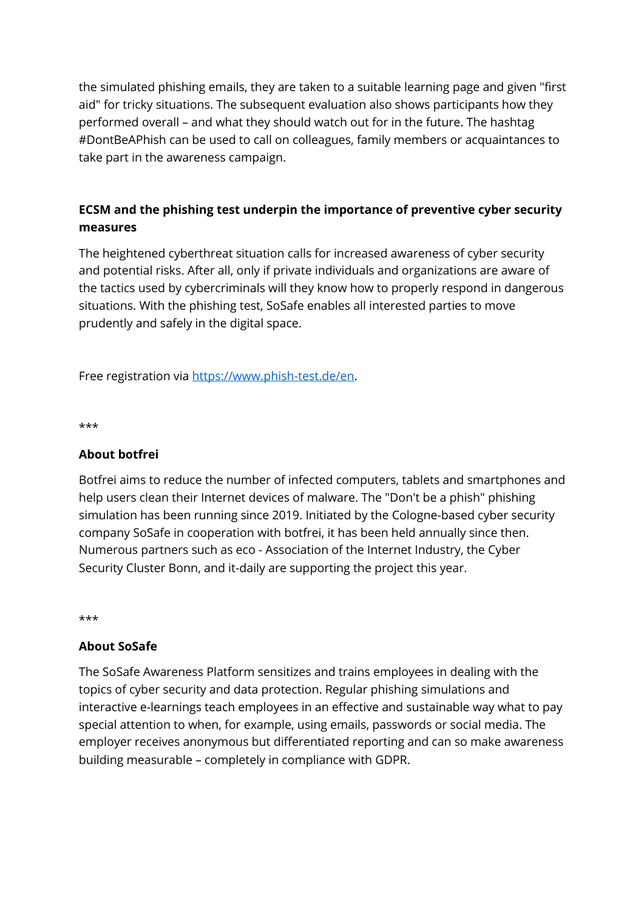the simulated phishing emails, they are taken to a suitable learning page and given "first aid" for tricky situations. The subsequent evaluation also shows participants how they performed overall – and what they should watch out for in the future. The hashtag #DontBeAPhish can be used to call on colleagues, family members or acquaintances to take part in the awareness campaign.

**ECSM and the phishing test underpin the importance of preventive cyber security measures**

The heightened cyberthreat situation calls for increased awareness of cyber security and potential risks. After all, only if private individuals and organizations are aware of the tactics used by cybercriminals will they know how to properly respond in dangerous situations. With the phishing test, SoSafe enables all interested parties to move prudently and safely in the digital space.

Free registration via [https://www.phish-test.de/en](https://www.phish-test.de/en).

***

**About botfrei**

Botfrei aims to reduce the number of infected computers, tablets and smartphones and help users clean their Internet devices of malware. The "Don't be a phish" phishing simulation has been running since 2019. Initiated by the Cologne-based cyber security company SoSafe in cooperation with botfrei, it has been held annually since then. Numerous partners such as eco - Association of the Internet Industry, the Cyber Security Cluster Bonn, and it-daily are supporting the project this year.

***

**About SoSafe**

The SoSafe Awareness Platform sensitizes and trains employees in dealing with the topics of cyber security and data protection. Regular phishing simulations and interactive e-learnings teach employees in an effective and sustainable way what to pay special attention to when, for example, using emails, passwords or social media. The employer receives anonymous but differentiated reporting and can so make awareness building measurable – completely in compliance with GDPR.